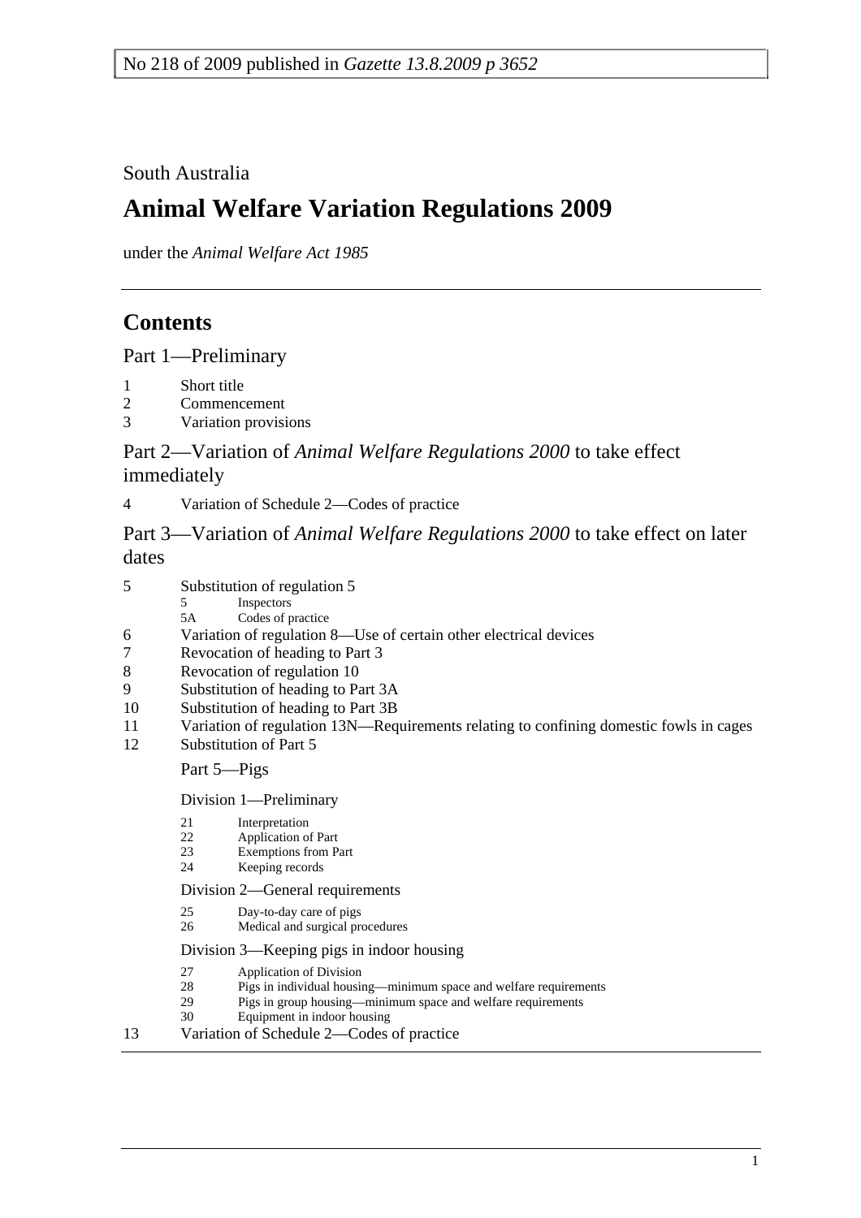No 218 of 2009 published in *Gazette 13.8.2009 p 3652*

South Australia

# Animal Welfare Variation Regulations 2009

under the *Animal Welfare Act 1985*

## Contents

Part 1—Preliminary

1 Short title
2 Commencement
3 Variation provisions

Part 2—Variation of *Animal Welfare Regulations 2000* to take effect immediately

4 Variation of Schedule 2—Codes of practice

Part 3—Variation of *Animal Welfare Regulations 2000* to take effect on later dates

5 Substitution of regulation 5
 5 Inspectors
 5A Codes of practice
6 Variation of regulation 8—Use of certain other electrical devices
7 Revocation of heading to Part 3
8 Revocation of regulation 10
9 Substitution of heading to Part 3A
10 Substitution of heading to Part 3B
11 Variation of regulation 13N—Requirements relating to confining domestic fowls in cages
12 Substitution of Part 5

 Part 5—Pigs

 Division 1—Preliminary

 21 Interpretation
 22 Application of Part
 23 Exemptions from Part
 24 Keeping records

 Division 2—General requirements

 25 Day-to-day care of pigs
 26 Medical and surgical procedures

 Division 3—Keeping pigs in indoor housing

 27 Application of Division
 28 Pigs in individual housing—minimum space and welfare requirements
 29 Pigs in group housing—minimum space and welfare requirements
 30 Equipment in indoor housing

13 Variation of Schedule 2—Codes of practice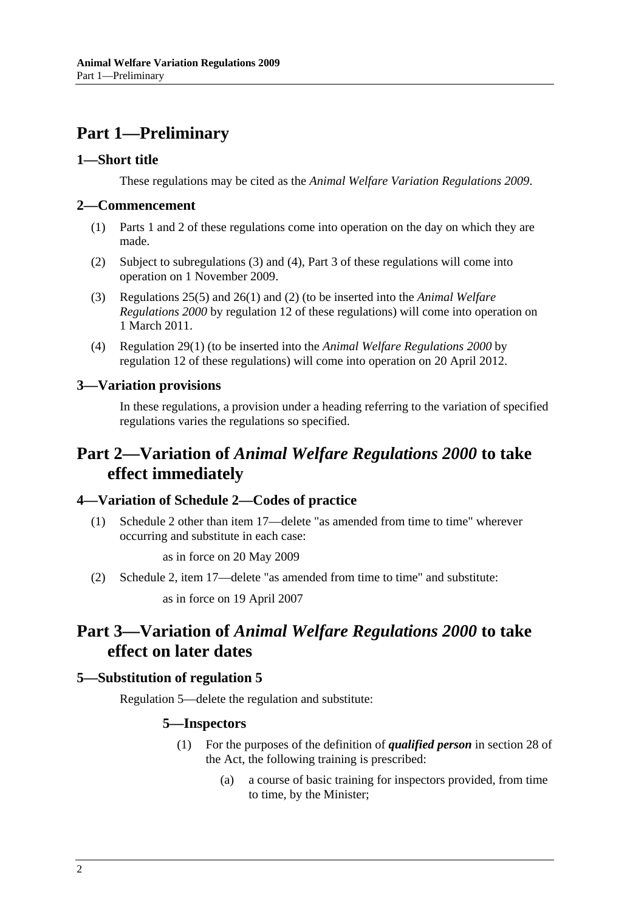# Part 1—Preliminary

## 1—Short title

These regulations may be cited as the *Animal Welfare Variation Regulations 2009*.

## 2—Commencement

(1) Parts 1 and 2 of these regulations come into operation on the day on which they are made.

(2) Subject to subregulations (3) and (4), Part 3 of these regulations will come into operation on 1 November 2009.

(3) Regulations 25(5) and 26(1) and (2) (to be inserted into the *Animal Welfare Regulations 2000* by regulation 12 of these regulations) will come into operation on 1 March 2011.

(4) Regulation 29(1) (to be inserted into the *Animal Welfare Regulations 2000* by regulation 12 of these regulations) will come into operation on 20 April 2012.

## 3—Variation provisions

In these regulations, a provision under a heading referring to the variation of specified regulations varies the regulations so specified.

# Part 2—Variation of *Animal Welfare Regulations 2000* to take effect immediately

## 4—Variation of Schedule 2—Codes of practice

(1) Schedule 2 other than item 17—delete "as amended from time to time" wherever occurring and substitute in each case:

as in force on 20 May 2009

(2) Schedule 2, item 17—delete "as amended from time to time" and substitute:

as in force on 19 April 2007

# Part 3—Variation of *Animal Welfare Regulations 2000* to take effect on later dates

## 5—Substitution of regulation 5

Regulation 5—delete the regulation and substitute:

### 5—Inspectors

(1) For the purposes of the definition of ***qualified person*** in section 28 of the Act, the following training is prescribed:

(a) a course of basic training for inspectors provided, from time to time, by the Minister;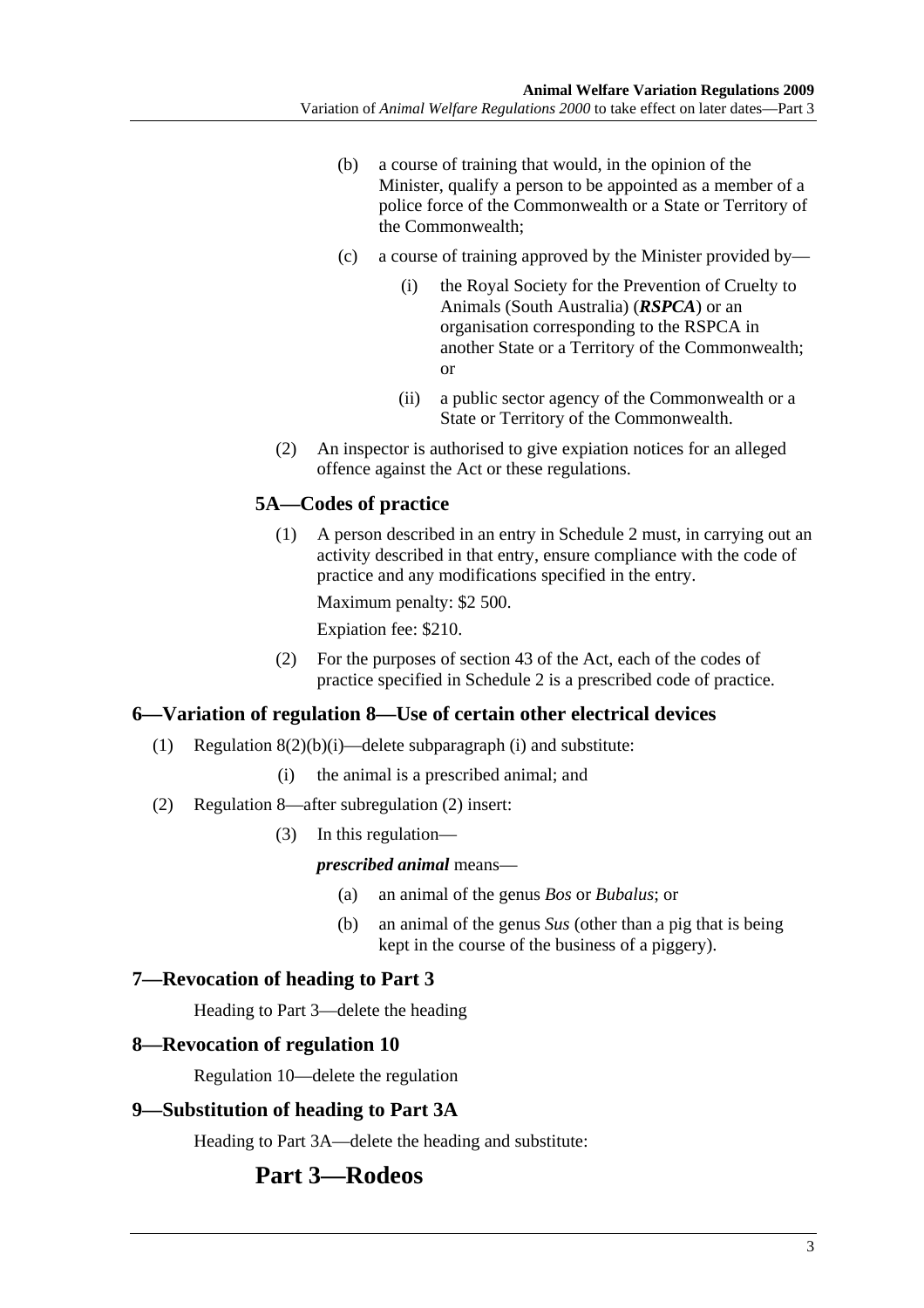(b) a course of training that would, in the opinion of the Minister, qualify a person to be appointed as a member of a police force of the Commonwealth or a State or Territory of the Commonwealth;

(c) a course of training approved by the Minister provided by—

(i) the Royal Society for the Prevention of Cruelty to Animals (South Australia) (***RSPCA***) or an organisation corresponding to the RSPCA in another State or a Territory of the Commonwealth; or

(ii) a public sector agency of the Commonwealth or a State or Territory of the Commonwealth.

(2) An inspector is authorised to give expiation notices for an alleged offence against the Act or these regulations.

### 5A—Codes of practice

(1) A person described in an entry in Schedule 2 must, in carrying out an activity described in that entry, ensure compliance with the code of practice and any modifications specified in the entry.

Maximum penalty: $2 500.

Expiation fee: $210.

(2) For the purposes of section 43 of the Act, each of the codes of practice specified in Schedule 2 is a prescribed code of practice.

## 6—Variation of regulation 8—Use of certain other electrical devices

(1) Regulation 8(2)(b)(i)—delete subparagraph (i) and substitute:

(i) the animal is a prescribed animal; and

(2) Regulation 8—after subregulation (2) insert:

(3) In this regulation—

***prescribed animal*** means—

(a) an animal of the genus *Bos* or *Bubalus*; or

(b) an animal of the genus *Sus* (other than a pig that is being kept in the course of the business of a piggery).

## 7—Revocation of heading to Part 3

Heading to Part 3—delete the heading

## 8—Revocation of regulation 10

Regulation 10—delete the regulation

## 9—Substitution of heading to Part 3A

Heading to Part 3A—delete the heading and substitute:

# Part 3—Rodeos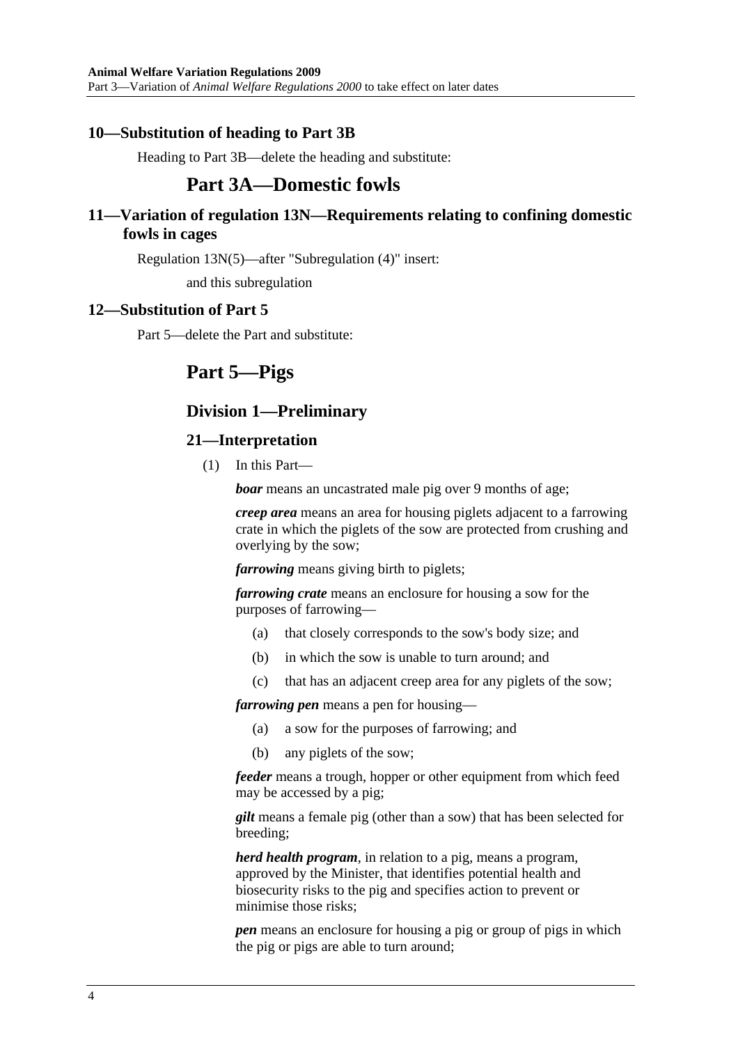## 10—Substitution of heading to Part 3B

Heading to Part 3B—delete the heading and substitute:

# Part 3A—Domestic fowls

## 11—Variation of regulation 13N—Requirements relating to confining domestic fowls in cages

Regulation 13N(5)—after "Subregulation (4)" insert:

and this subregulation

## 12—Substitution of Part 5

Part 5—delete the Part and substitute:

# Part 5—Pigs

## Division 1—Preliminary

### 21—Interpretation

(1) In this Part—

***boar*** means an uncastrated male pig over 9 months of age;

***creep area*** means an area for housing piglets adjacent to a farrowing crate in which the piglets of the sow are protected from crushing and overlying by the sow;

***farrowing*** means giving birth to piglets;

***farrowing crate*** means an enclosure for housing a sow for the purposes of farrowing—

- (a) that closely corresponds to the sow's body size; and
- (b) in which the sow is unable to turn around; and
- (c) that has an adjacent creep area for any piglets of the sow;

***farrowing pen*** means a pen for housing—

- (a) a sow for the purposes of farrowing; and
- (b) any piglets of the sow;

***feeder*** means a trough, hopper or other equipment from which feed may be accessed by a pig;

***gilt*** means a female pig (other than a sow) that has been selected for breeding;

***herd health program***, in relation to a pig, means a program, approved by the Minister, that identifies potential health and biosecurity risks to the pig and specifies action to prevent or minimise those risks;

***pen*** means an enclosure for housing a pig or group of pigs in which the pig or pigs are able to turn around;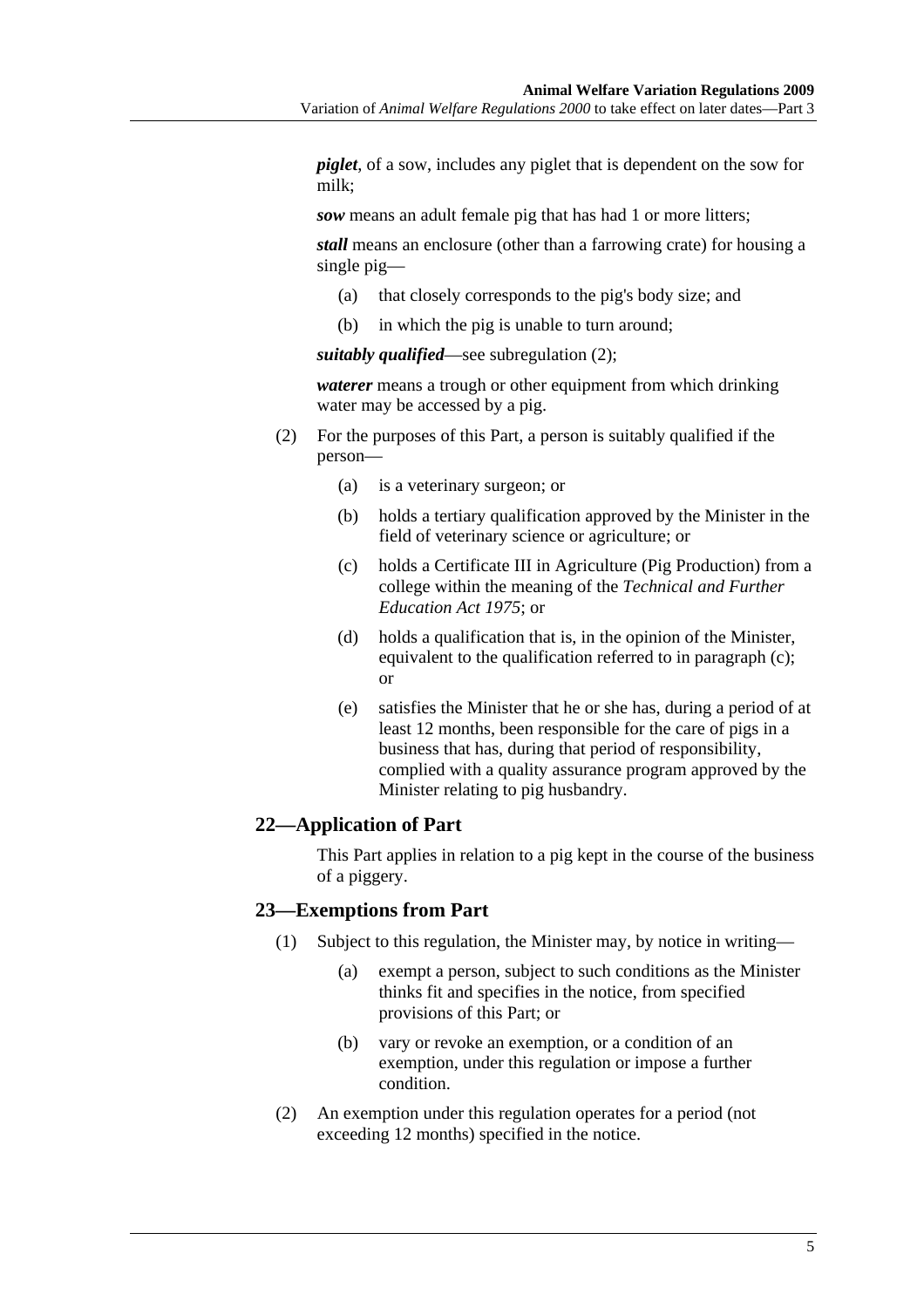***piglet***, of a sow, includes any piglet that is dependent on the sow for milk;

***sow*** means an adult female pig that has had 1 or more litters;

***stall*** means an enclosure (other than a farrowing crate) for housing a single pig—

(a) that closely corresponds to the pig's body size; and

(b) in which the pig is unable to turn around;

***suitably qualified***—see subregulation (2);

***waterer*** means a trough or other equipment from which drinking water may be accessed by a pig.

(2) For the purposes of this Part, a person is suitably qualified if the person—

(a) is a veterinary surgeon; or

(b) holds a tertiary qualification approved by the Minister in the field of veterinary science or agriculture; or

(c) holds a Certificate III in Agriculture (Pig Production) from a college within the meaning of the *Technical and Further Education Act 1975*; or

(d) holds a qualification that is, in the opinion of the Minister, equivalent to the qualification referred to in paragraph (c); or

(e) satisfies the Minister that he or she has, during a period of at least 12 months, been responsible for the care of pigs in a business that has, during that period of responsibility, complied with a quality assurance program approved by the Minister relating to pig husbandry.

## 22—Application of Part

This Part applies in relation to a pig kept in the course of the business of a piggery.

## 23—Exemptions from Part

(1) Subject to this regulation, the Minister may, by notice in writing—

(a) exempt a person, subject to such conditions as the Minister thinks fit and specifies in the notice, from specified provisions of this Part; or

(b) vary or revoke an exemption, or a condition of an exemption, under this regulation or impose a further condition.

(2) An exemption under this regulation operates for a period (not exceeding 12 months) specified in the notice.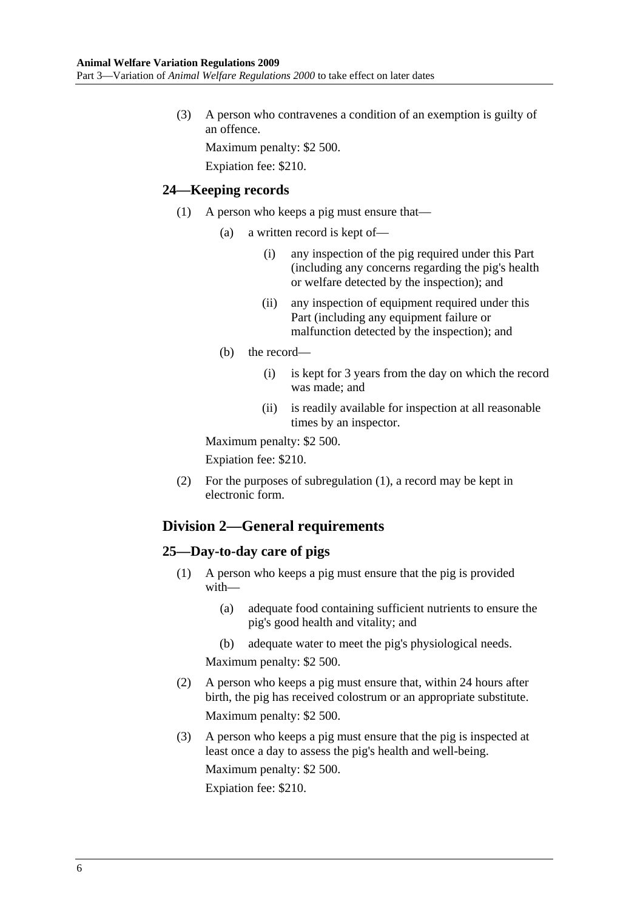(3) A person who contravenes a condition of an exemption is guilty of an offence.

Maximum penalty: $2 500.

Expiation fee: $210.

### 24—Keeping records

(1) A person who keeps a pig must ensure that—

(a) a written record is kept of—

(i) any inspection of the pig required under this Part (including any concerns regarding the pig's health or welfare detected by the inspection); and

(ii) any inspection of equipment required under this Part (including any equipment failure or malfunction detected by the inspection); and

(b) the record—

(i) is kept for 3 years from the day on which the record was made; and

(ii) is readily available for inspection at all reasonable times by an inspector.

Maximum penalty: $2 500.

Expiation fee: $210.

(2) For the purposes of subregulation (1), a record may be kept in electronic form.

## Division 2—General requirements

### 25—Day-to-day care of pigs

(1) A person who keeps a pig must ensure that the pig is provided with—

(a) adequate food containing sufficient nutrients to ensure the pig's good health and vitality; and

(b) adequate water to meet the pig's physiological needs.

Maximum penalty: $2 500.

(2) A person who keeps a pig must ensure that, within 24 hours after birth, the pig has received colostrum or an appropriate substitute.

Maximum penalty: $2 500.

(3) A person who keeps a pig must ensure that the pig is inspected at least once a day to assess the pig's health and well-being.

Maximum penalty: $2 500.

Expiation fee: $210.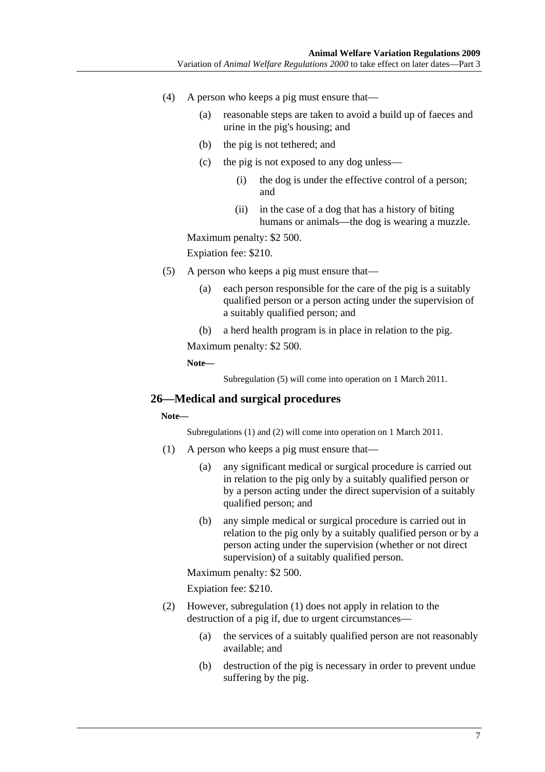(4) A person who keeps a pig must ensure that—

(a) reasonable steps are taken to avoid a build up of faeces and urine in the pig's housing; and

(b) the pig is not tethered; and

(c) the pig is not exposed to any dog unless—

(i) the dog is under the effective control of a person; and

(ii) in the case of a dog that has a history of biting humans or animals—the dog is wearing a muzzle.

Maximum penalty: $2 500.

Expiation fee: $210.

(5) A person who keeps a pig must ensure that—

(a) each person responsible for the care of the pig is a suitably qualified person or a person acting under the supervision of a suitably qualified person; and

(b) a herd health program is in place in relation to the pig.

Maximum penalty: $2 500.

**Note—**

Subregulation (5) will come into operation on 1 March 2011.

## 26—Medical and surgical procedures

**Note—**

Subregulations (1) and (2) will come into operation on 1 March 2011.

(1) A person who keeps a pig must ensure that—

(a) any significant medical or surgical procedure is carried out in relation to the pig only by a suitably qualified person or by a person acting under the direct supervision of a suitably qualified person; and

(b) any simple medical or surgical procedure is carried out in relation to the pig only by a suitably qualified person or by a person acting under the supervision (whether or not direct supervision) of a suitably qualified person.

Maximum penalty: $2 500.

Expiation fee: $210.

(2) However, subregulation (1) does not apply in relation to the destruction of a pig if, due to urgent circumstances—

(a) the services of a suitably qualified person are not reasonably available; and

(b) destruction of the pig is necessary in order to prevent undue suffering by the pig.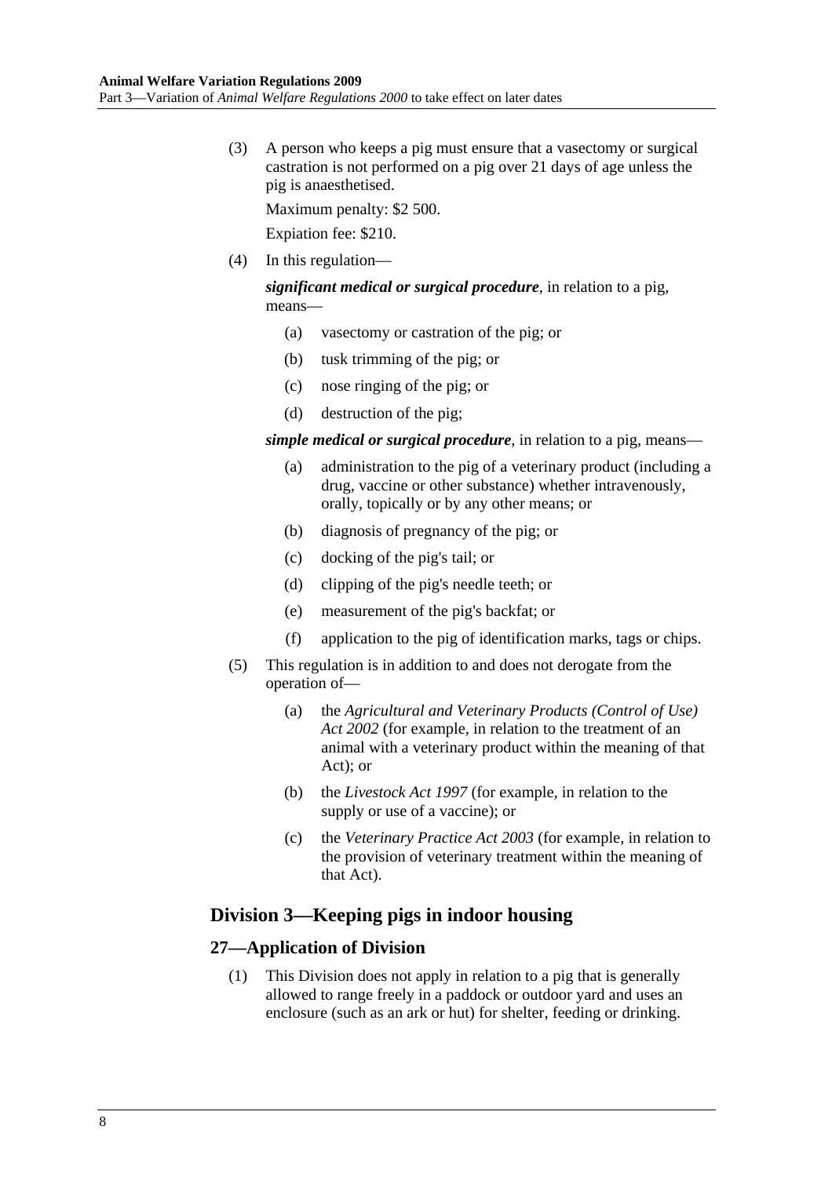(3) A person who keeps a pig must ensure that a vasectomy or surgical castration is not performed on a pig over 21 days of age unless the pig is anaesthetised.

Maximum penalty: $2 500.

Expiation fee: $210.

(4) In this regulation—

***significant medical or surgical procedure***, in relation to a pig, means—

(a) vasectomy or castration of the pig; or

(b) tusk trimming of the pig; or

(c) nose ringing of the pig; or

(d) destruction of the pig;

***simple medical or surgical procedure***, in relation to a pig, means—

(a) administration to the pig of a veterinary product (including a drug, vaccine or other substance) whether intravenously, orally, topically or by any other means; or

(b) diagnosis of pregnancy of the pig; or

(c) docking of the pig's tail; or

(d) clipping of the pig's needle teeth; or

(e) measurement of the pig's backfat; or

(f) application to the pig of identification marks, tags or chips.

(5) This regulation is in addition to and does not derogate from the operation of—

(a) the *Agricultural and Veterinary Products (Control of Use) Act 2002* (for example, in relation to the treatment of an animal with a veterinary product within the meaning of that Act); or

(b) the *Livestock Act 1997* (for example, in relation to the supply or use of a vaccine); or

(c) the *Veterinary Practice Act 2003* (for example, in relation to the provision of veterinary treatment within the meaning of that Act).

## Division 3—Keeping pigs in indoor housing

### 27—Application of Division

(1) This Division does not apply in relation to a pig that is generally allowed to range freely in a paddock or outdoor yard and uses an enclosure (such as an ark or hut) for shelter, feeding or drinking.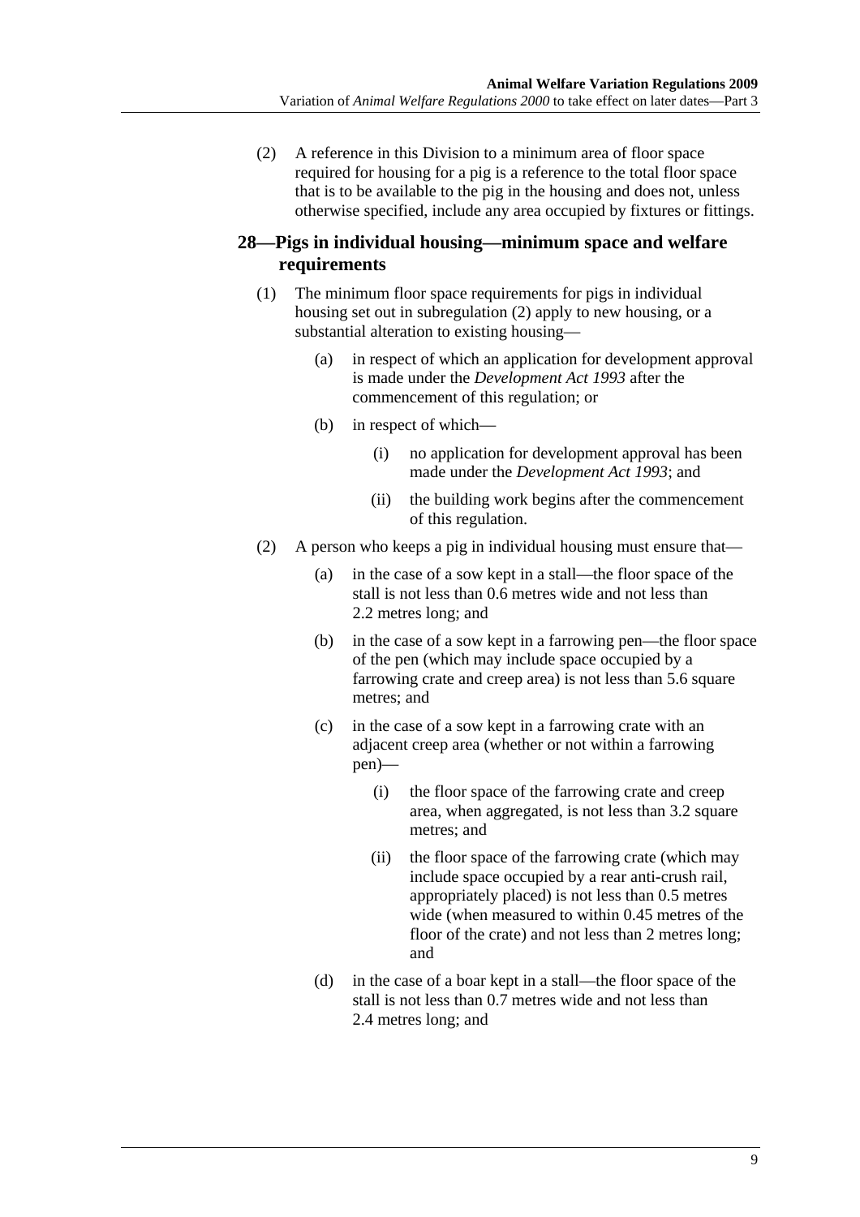(2) A reference in this Division to a minimum area of floor space required for housing for a pig is a reference to the total floor space that is to be available to the pig in the housing and does not, unless otherwise specified, include any area occupied by fixtures or fittings.

## 28—Pigs in individual housing—minimum space and welfare requirements

(1) The minimum floor space requirements for pigs in individual housing set out in subregulation (2) apply to new housing, or a substantial alteration to existing housing—

(a) in respect of which an application for development approval is made under the *Development Act 1993* after the commencement of this regulation; or

(b) in respect of which—

(i) no application for development approval has been made under the *Development Act 1993*; and

(ii) the building work begins after the commencement of this regulation.

(2) A person who keeps a pig in individual housing must ensure that—

(a) in the case of a sow kept in a stall—the floor space of the stall is not less than 0.6 metres wide and not less than 2.2 metres long; and

(b) in the case of a sow kept in a farrowing pen—the floor space of the pen (which may include space occupied by a farrowing crate and creep area) is not less than 5.6 square metres; and

(c) in the case of a sow kept in a farrowing crate with an adjacent creep area (whether or not within a farrowing pen)—

(i) the floor space of the farrowing crate and creep area, when aggregated, is not less than 3.2 square metres; and

(ii) the floor space of the farrowing crate (which may include space occupied by a rear anti-crush rail, appropriately placed) is not less than 0.5 metres wide (when measured to within 0.45 metres of the floor of the crate) and not less than 2 metres long; and

(d) in the case of a boar kept in a stall—the floor space of the stall is not less than 0.7 metres wide and not less than 2.4 metres long; and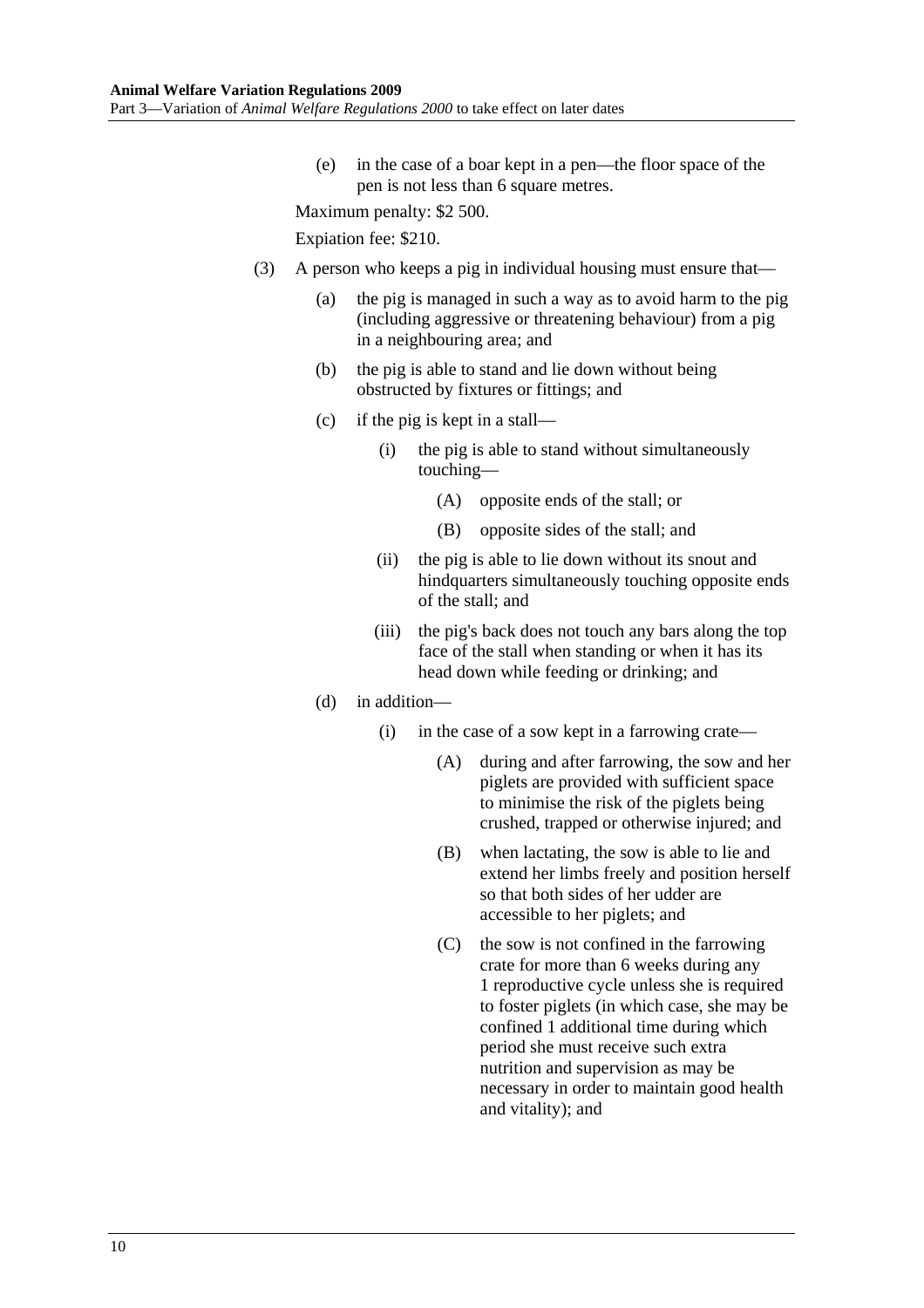(e) in the case of a boar kept in a pen—the floor space of the pen is not less than 6 square metres.

Maximum penalty: $2 500.

Expiation fee: $210.

(3) A person who keeps a pig in individual housing must ensure that—

(a) the pig is managed in such a way as to avoid harm to the pig (including aggressive or threatening behaviour) from a pig in a neighbouring area; and

(b) the pig is able to stand and lie down without being obstructed by fixtures or fittings; and

(c) if the pig is kept in a stall—

(i) the pig is able to stand without simultaneously touching—

(A) opposite ends of the stall; or

(B) opposite sides of the stall; and

(ii) the pig is able to lie down without its snout and hindquarters simultaneously touching opposite ends of the stall; and

(iii) the pig's back does not touch any bars along the top face of the stall when standing or when it has its head down while feeding or drinking; and

(d) in addition—

(i) in the case of a sow kept in a farrowing crate—

(A) during and after farrowing, the sow and her piglets are provided with sufficient space to minimise the risk of the piglets being crushed, trapped or otherwise injured; and

(B) when lactating, the sow is able to lie and extend her limbs freely and position herself so that both sides of her udder are accessible to her piglets; and

(C) the sow is not confined in the farrowing crate for more than 6 weeks during any 1 reproductive cycle unless she is required to foster piglets (in which case, she may be confined 1 additional time during which period she must receive such extra nutrition and supervision as may be necessary in order to maintain good health and vitality); and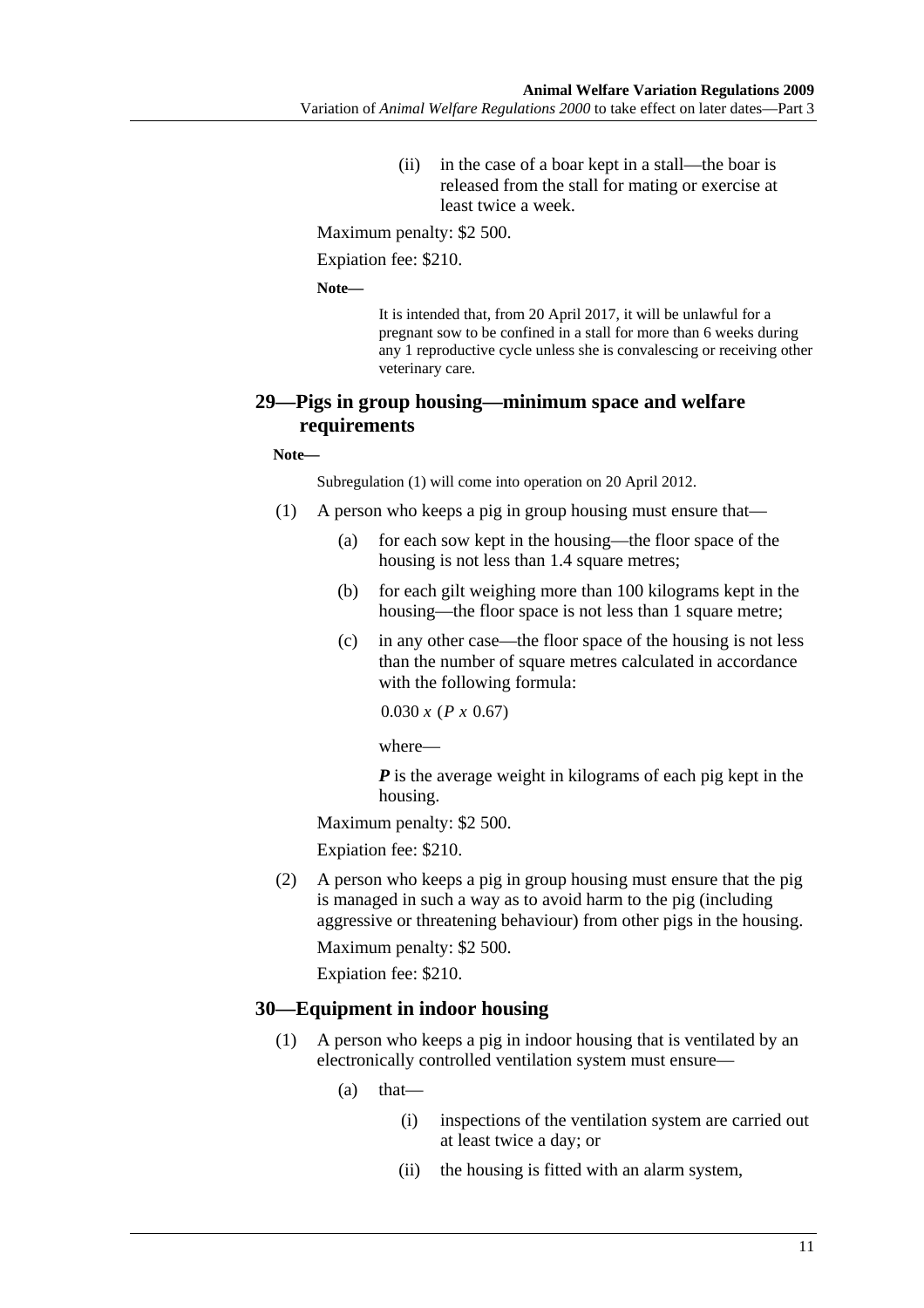(ii) in the case of a boar kept in a stall—the boar is released from the stall for mating or exercise at least twice a week.

Maximum penalty: $2 500.

Expiation fee: $210.

**Note—**

It is intended that, from 20 April 2017, it will be unlawful for a pregnant sow to be confined in a stall for more than 6 weeks during any 1 reproductive cycle unless she is convalescing or receiving other veterinary care.

## 29—Pigs in group housing—minimum space and welfare requirements

**Note—**

Subregulation (1) will come into operation on 20 April 2012.

(1) A person who keeps a pig in group housing must ensure that—

(a) for each sow kept in the housing—the floor space of the housing is not less than 1.4 square metres;

(b) for each gilt weighing more than 100 kilograms kept in the housing—the floor space is not less than 1 square metre;

(c) in any other case—the floor space of the housing is not less than the number of square metres calculated in accordance with the following formula:

$$0.030 \; x \; (P \; x \; 0.67)$$

where—

***P*** is the average weight in kilograms of each pig kept in the housing.

Maximum penalty: $2 500.

Expiation fee: $210.

(2) A person who keeps a pig in group housing must ensure that the pig is managed in such a way as to avoid harm to the pig (including aggressive or threatening behaviour) from other pigs in the housing.

Maximum penalty: $2 500.

Expiation fee: $210.

## 30—Equipment in indoor housing

(1) A person who keeps a pig in indoor housing that is ventilated by an electronically controlled ventilation system must ensure—

(a) that—

(i) inspections of the ventilation system are carried out at least twice a day; or

(ii) the housing is fitted with an alarm system,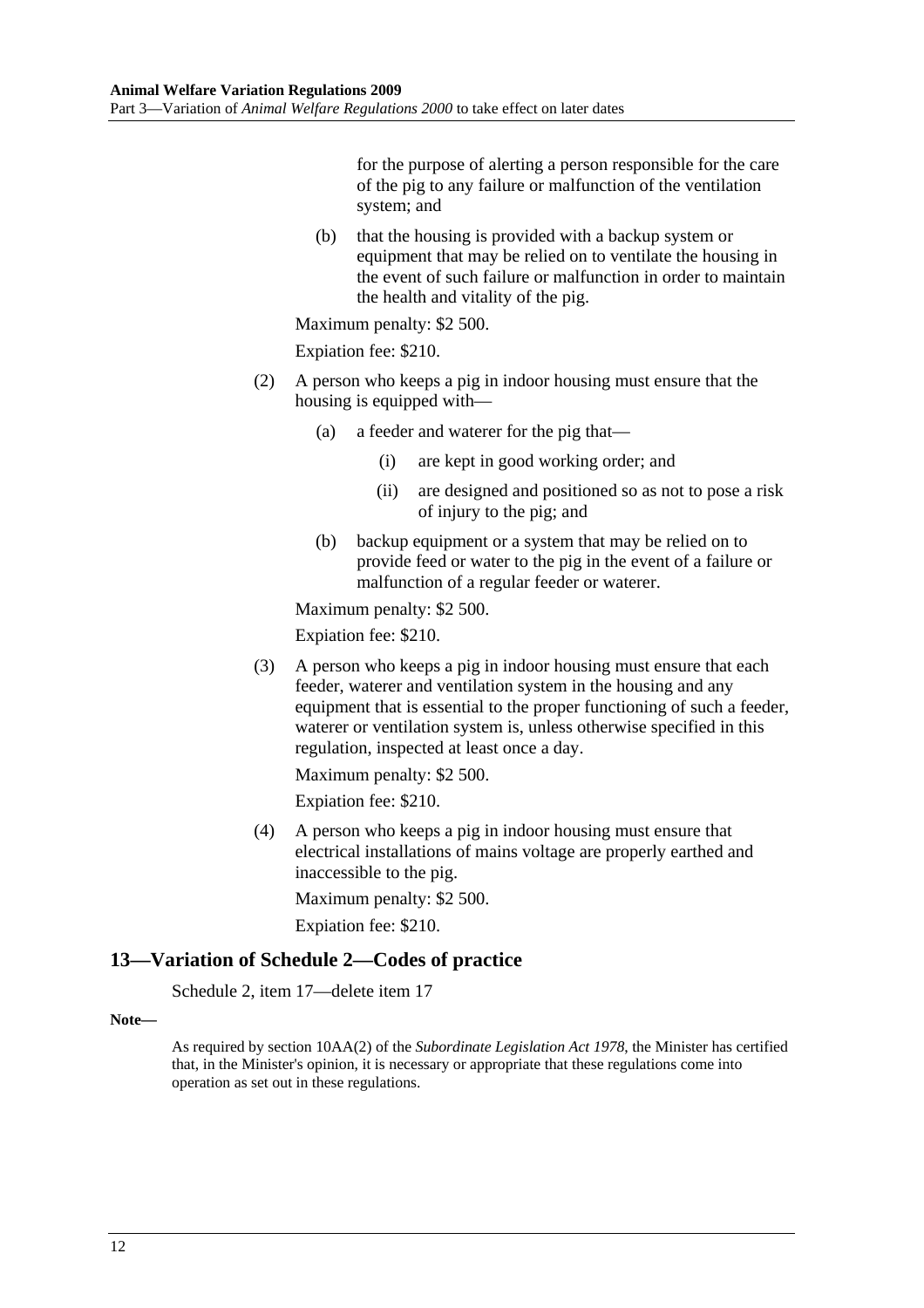for the purpose of alerting a person responsible for the care of the pig to any failure or malfunction of the ventilation system; and

(b) that the housing is provided with a backup system or equipment that may be relied on to ventilate the housing in the event of such failure or malfunction in order to maintain the health and vitality of the pig.

Maximum penalty: $2 500.

Expiation fee: $210.

(2) A person who keeps a pig in indoor housing must ensure that the housing is equipped with—

(a) a feeder and waterer for the pig that—

(i) are kept in good working order; and

(ii) are designed and positioned so as not to pose a risk of injury to the pig; and

(b) backup equipment or a system that may be relied on to provide feed or water to the pig in the event of a failure or malfunction of a regular feeder or waterer.

Maximum penalty: $2 500.

Expiation fee: $210.

(3) A person who keeps a pig in indoor housing must ensure that each feeder, waterer and ventilation system in the housing and any equipment that is essential to the proper functioning of such a feeder, waterer or ventilation system is, unless otherwise specified in this regulation, inspected at least once a day.

Maximum penalty: $2 500.

Expiation fee: $210.

(4) A person who keeps a pig in indoor housing must ensure that electrical installations of mains voltage are properly earthed and inaccessible to the pig.

Maximum penalty: $2 500.

Expiation fee: $210.

## 13—Variation of Schedule 2—Codes of practice

Schedule 2, item 17—delete item 17

**Note—**

As required by section 10AA(2) of the *Subordinate Legislation Act 1978*, the Minister has certified that, in the Minister's opinion, it is necessary or appropriate that these regulations come into operation as set out in these regulations.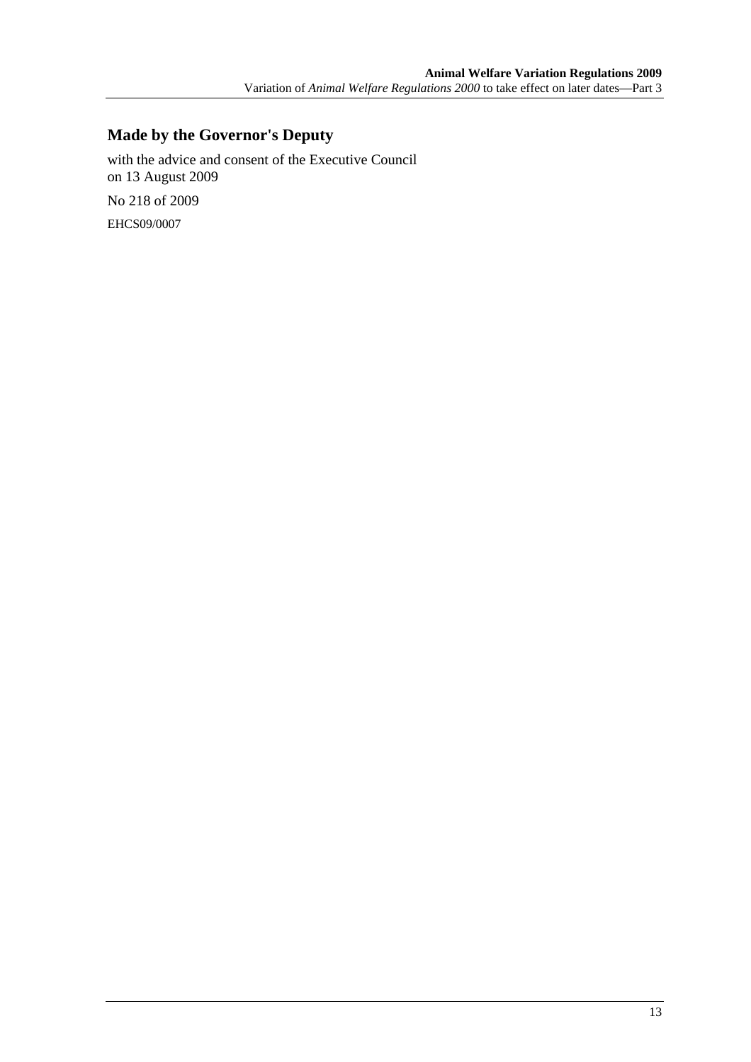## Made by the Governor's Deputy

with the advice and consent of the Executive Council
on 13 August 2009

No 218 of 2009

EHCS09/0007